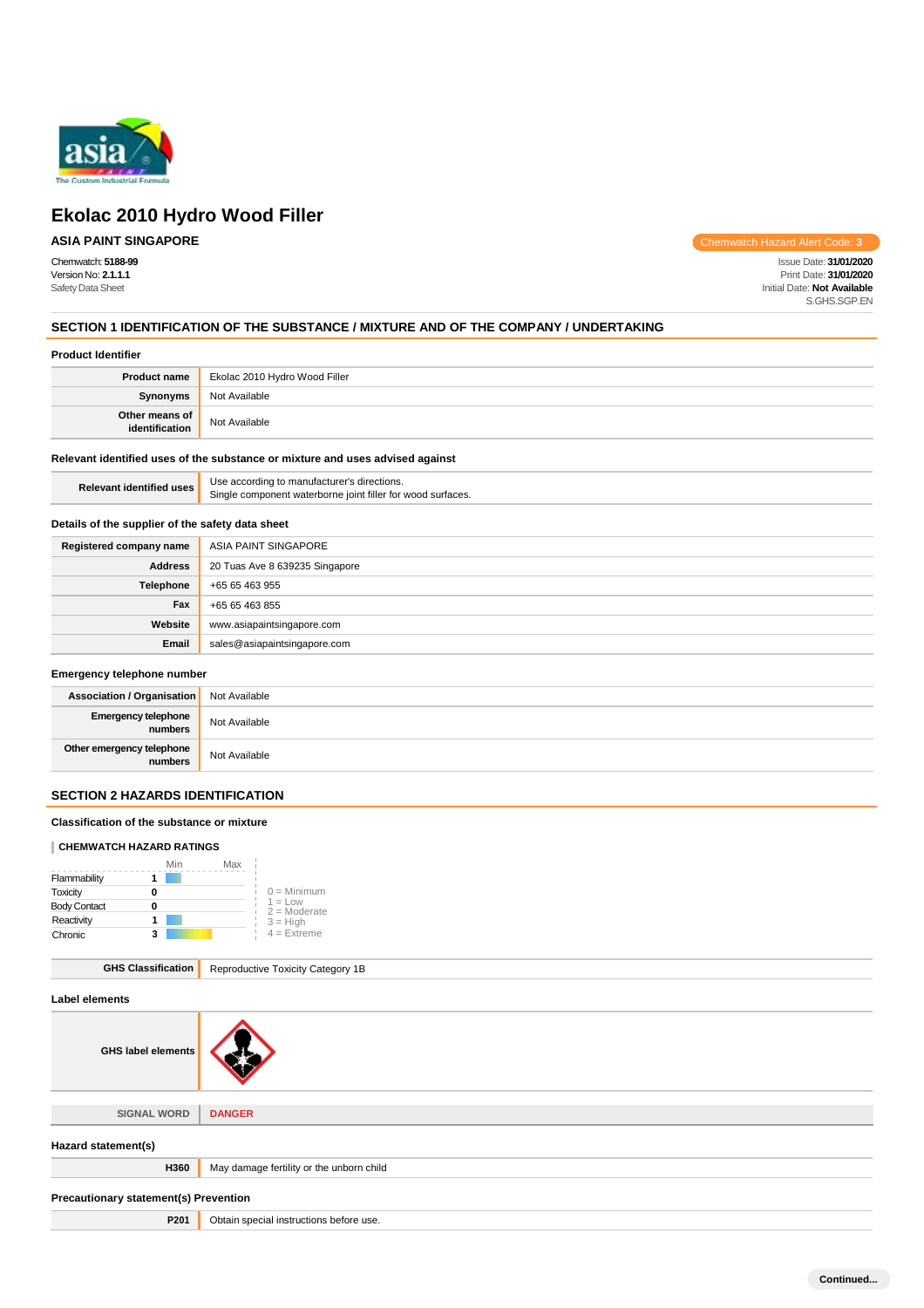# Ekolac 2010 Hydro Wood Filler

**ASIA PAINT SINGAPORE**

Chemwatch Hazard Alert Code: **3**

Chemwatch: **5188-99**
Version No: **2.1.1.1**
Safety Data Sheet

Issue Date: **31/01/2020**
Print Date: **31/01/2020**
Initial Date: **Not Available**
S.GHS.SGP.EN

## SECTION 1 IDENTIFICATION OF THE SUBSTANCE / MIXTURE AND OF THE COMPANY / UNDERTAKING

### Product Identifier

| | |
|---|---|
| **Product name** | Ekolac 2010 Hydro Wood Filler |
| **Synonyms** | Not Available |
| **Other means of identification** | Not Available |

### Relevant identified uses of the substance or mixture and uses advised against

| | |
|---|---|
| **Relevant identified uses** | Use according to manufacturer's directions.<br>Single component waterborne joint filler for wood surfaces. |

### Details of the supplier of the safety data sheet

| | |
|---|---|
| **Registered company name** | ASIA PAINT SINGAPORE |
| **Address** | 20 Tuas Ave 8 639235 Singapore |
| **Telephone** | +65 65 463 955 |
| **Fax** | +65 65 463 855 |
| **Website** | www.asiapaintsingapore.com |
| **Email** | sales@asiapaintsingapore.com |

### Emergency telephone number

| | |
|---|---|
| **Association / Organisation** | Not Available |
| **Emergency telephone numbers** | Not Available |
| **Other emergency telephone numbers** | Not Available |

## SECTION 2 HAZARDS IDENTIFICATION

### Classification of the substance or mixture

**CHEMWATCH HAZARD RATINGS**

| | Rating |
|---|---|
| Flammability | 1 |
| Toxicity | 0 |
| Body Contact | 0 |
| Reactivity | 1 |
| Chronic | 3 |

0 = Minimum
1 = Low
2 = Moderate
3 = High
4 = Extreme

| | |
|---|---|
| **GHS Classification** | Reproductive Toxicity Category 1B |

### Label elements

| | |
|---|---|
| **GHS label elements** | |
| **SIGNAL WORD** | **DANGER** |

### Hazard statement(s)

| | |
|---|---|
| **H360** | May damage fertility or the unborn child |

### Precautionary statement(s) Prevention

| | |
|---|---|
| **P201** | Obtain special instructions before use. |

Continued...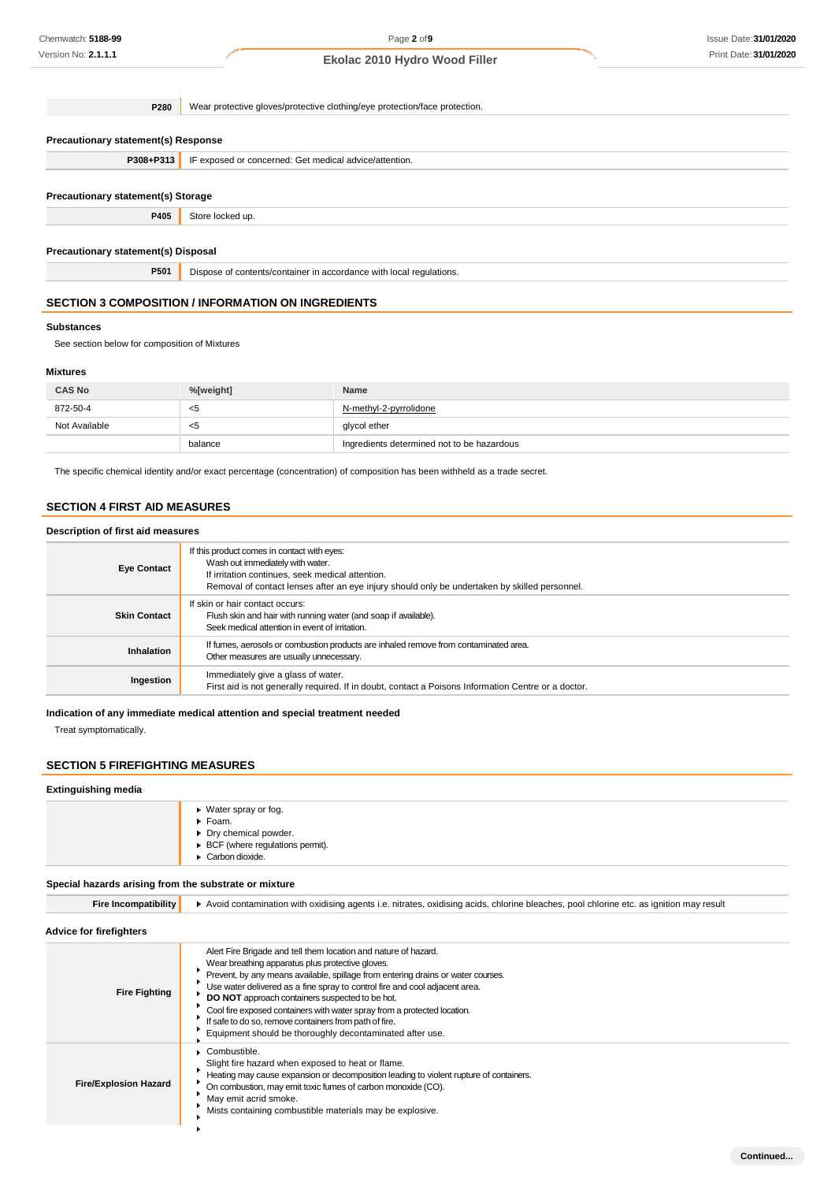| | |
|---|---|
| **P280** | Wear protective gloves/protective clothing/eye protection/face protection. |

### Precautionary statement(s) Response

| | |
|---|---|
| **P308+P313** | IF exposed or concerned: Get medical advice/attention. |

### Precautionary statement(s) Storage

| | |
|---|---|
| **P405** | Store locked up. |

### Precautionary statement(s) Disposal

| | |
|---|---|
| **P501** | Dispose of contents/container in accordance with local regulations. |

## SECTION 3 COMPOSITION / INFORMATION ON INGREDIENTS

### Substances

See section below for composition of Mixtures

### Mixtures

| CAS No | %[weight] | Name |
|---|---|---|
| 872-50-4 | <5 | N-methyl-2-pyrrolidone |
| Not Available | <5 | glycol ether |
| | balance | Ingredients determined not to be hazardous |

The specific chemical identity and/or exact percentage (concentration) of composition has been withheld as a trade secret.

## SECTION 4 FIRST AID MEASURES

### Description of first aid measures

| | |
|---|---|
| **Eye Contact** | If this product comes in contact with eyes:<br>Wash out immediately with water.<br>If irritation continues, seek medical attention.<br>Removal of contact lenses after an eye injury should only be undertaken by skilled personnel. |
| **Skin Contact** | If skin or hair contact occurs:<br>Flush skin and hair with running water (and soap if available).<br>Seek medical attention in event of irritation. |
| **Inhalation** | If fumes, aerosols or combustion products are inhaled remove from contaminated area.<br>Other measures are usually unnecessary. |
| **Ingestion** | Immediately give a glass of water.<br>First aid is not generally required. If in doubt, contact a Poisons Information Centre or a doctor. |

### Indication of any immediate medical attention and special treatment needed

Treat symptomatically.

## SECTION 5 FIREFIGHTING MEASURES

### Extinguishing media

- Water spray or fog.
- Foam.
- Dry chemical powder.
- BCF (where regulations permit).
- Carbon dioxide.

### Special hazards arising from the substrate or mixture

| | |
|---|---|
| **Fire Incompatibility** | Avoid contamination with oxidising agents i.e. nitrates, oxidising acids, chlorine bleaches, pool chlorine etc. as ignition may result |

### Advice for firefighters

| | |
|---|---|
| **Fire Fighting** | Alert Fire Brigade and tell them location and nature of hazard.<br>Wear breathing apparatus plus protective gloves.<br>Prevent, by any means available, spillage from entering drains or water courses.<br>Use water delivered as a fine spray to control fire and cool adjacent area.<br>**DO NOT** approach containers suspected to be hot.<br>Cool fire exposed containers with water spray from a protected location.<br>If safe to do so, remove containers from path of fire.<br>Equipment should be thoroughly decontaminated after use. |
| **Fire/Explosion Hazard** | Combustible.<br>Slight fire hazard when exposed to heat or flame.<br>Heating may cause expansion or decomposition leading to violent rupture of containers.<br>On combustion, may emit toxic fumes of carbon monoxide (CO).<br>May emit acrid smoke.<br>Mists containing combustible materials may be explosive. |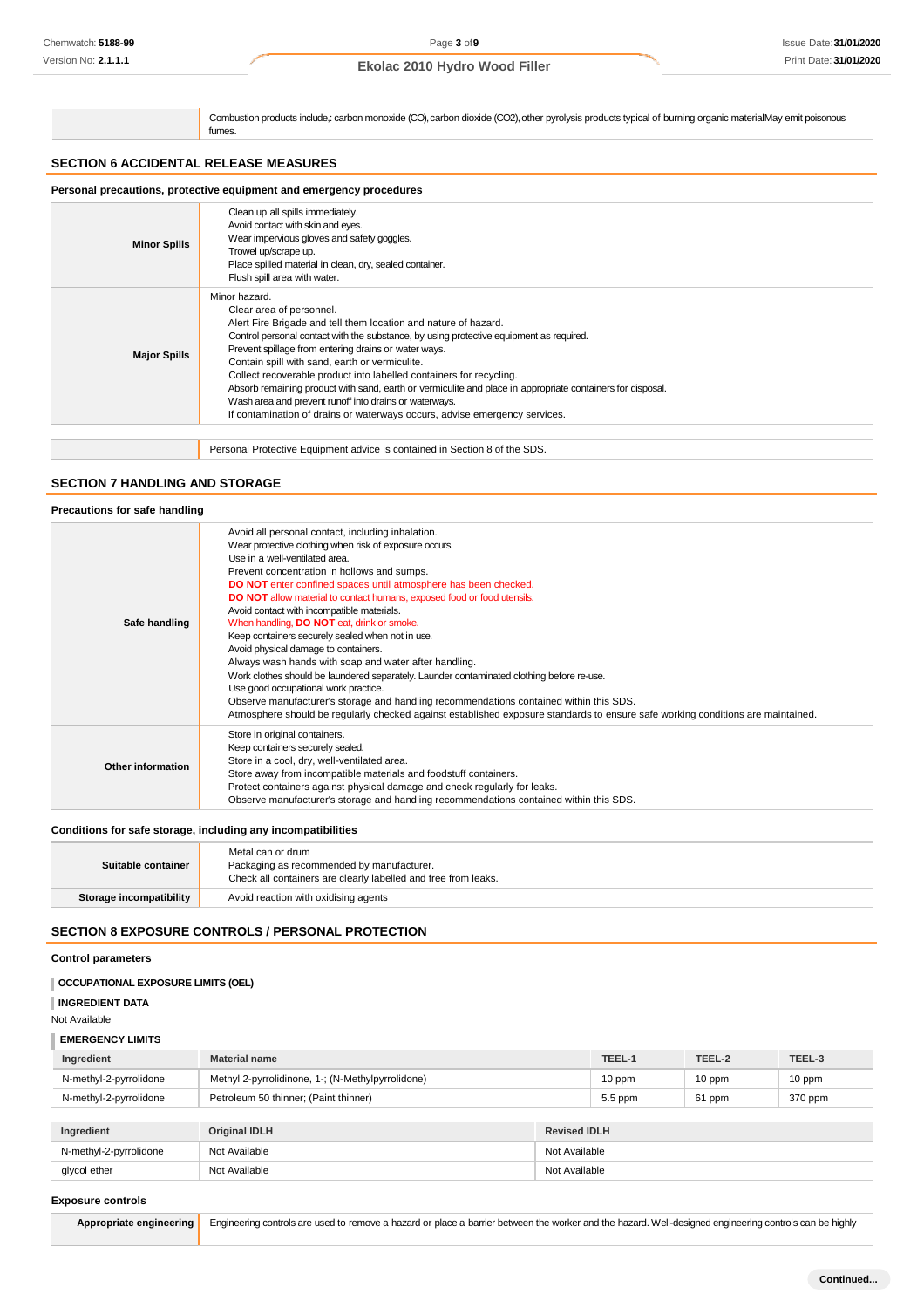| | |
|---|---|
| | Combustion products include,: carbon monoxide (CO), carbon dioxide ($CO_2$), other pyrolysis products typical of burning organic materialMay emit poisonous fumes. |

## SECTION 6 ACCIDENTAL RELEASE MEASURES

### Personal precautions, protective equipment and emergency procedures

| | |
|---|---|
| **Minor Spills** | Clean up all spills immediately.<br>Avoid contact with skin and eyes.<br>Wear impervious gloves and safety goggles.<br>Trowel up/scrape up.<br>Place spilled material in clean, dry, sealed container.<br>Flush spill area with water. |
| **Major Spills** | Minor hazard.<br>Clear area of personnel.<br>Alert Fire Brigade and tell them location and nature of hazard.<br>Control personal contact with the substance, by using protective equipment as required.<br>Prevent spillage from entering drains or water ways.<br>Contain spill with sand, earth or vermiculite.<br>Collect recoverable product into labelled containers for recycling.<br>Absorb remaining product with sand, earth or vermiculite and place in appropriate containers for disposal.<br>Wash area and prevent runoff into drains or waterways.<br>If contamination of drains or waterways occurs, advise emergency services. |

| | |
|---|---|
| | Personal Protective Equipment advice is contained in Section 8 of the SDS. |

## SECTION 7 HANDLING AND STORAGE

### Precautions for safe handling

| | |
|---|---|
| **Safe handling** | Avoid all personal contact, including inhalation.<br>Wear protective clothing when risk of exposure occurs.<br>Use in a well-ventilated area.<br>Prevent concentration in hollows and sumps.<br>**DO NOT** enter confined spaces until atmosphere has been checked.<br>**DO NOT** allow material to contact humans, exposed food or food utensils.<br>Avoid contact with incompatible materials.<br>When handling, **DO NOT** eat, drink or smoke.<br>Keep containers securely sealed when not in use.<br>Avoid physical damage to containers.<br>Always wash hands with soap and water after handling.<br>Work clothes should be laundered separately. Launder contaminated clothing before re-use.<br>Use good occupational work practice.<br>Observe manufacturer's storage and handling recommendations contained within this SDS.<br>Atmosphere should be regularly checked against established exposure standards to ensure safe working conditions are maintained. |
| **Other information** | Store in original containers.<br>Keep containers securely sealed.<br>Store in a cool, dry, well-ventilated area.<br>Store away from incompatible materials and foodstuff containers.<br>Protect containers against physical damage and check regularly for leaks.<br>Observe manufacturer's storage and handling recommendations contained within this SDS. |

### Conditions for safe storage, including any incompatibilities

| | |
|---|---|
| **Suitable container** | Metal can or drum<br>Packaging as recommended by manufacturer.<br>Check all containers are clearly labelled and free from leaks. |
| **Storage incompatibility** | Avoid reaction with oxidising agents |

## SECTION 8 EXPOSURE CONTROLS / PERSONAL PROTECTION

### Control parameters

**OCCUPATIONAL EXPOSURE LIMITS (OEL)**

**INGREDIENT DATA**

Not Available

**EMERGENCY LIMITS**

| Ingredient | Material name | TEEL-1 | TEEL-2 | TEEL-3 |
|---|---|---|---|---|
| N-methyl-2-pyrrolidone | Methyl 2-pyrrolidinone, 1-; (N-Methylpyrrolidone) | 10 ppm | 10 ppm | 10 ppm |
| N-methyl-2-pyrrolidone | Petroleum 50 thinner; (Paint thinner) | 5.5 ppm | 61 ppm | 370 ppm |

| Ingredient | Original IDLH | Revised IDLH |
|---|---|---|
| N-methyl-2-pyrrolidone | Not Available | Not Available |
| glycol ether | Not Available | Not Available |

### Exposure controls

| | |
|---|---|
| **Appropriate engineering** | Engineering controls are used to remove a hazard or place a barrier between the worker and the hazard. Well-designed engineering controls can be highly |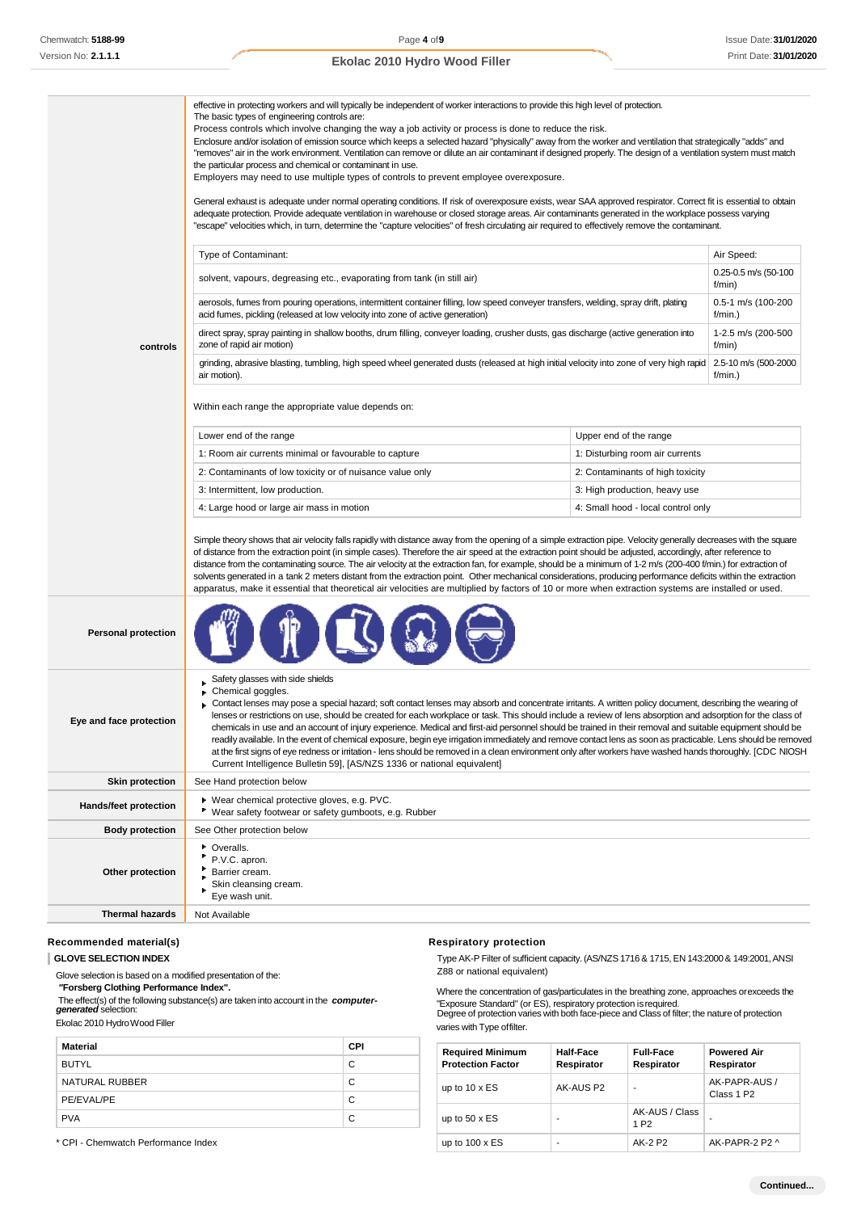| | |
|---|---|
| controls | effective in protecting workers and will typically be independent of worker interactions to provide this high level of protection.<br>The basic types of engineering controls are:<br>Process controls which involve changing the way a job activity or process is done to reduce the risk.<br>Enclosure and/or isolation of emission source which keeps a selected hazard "physically" away from the worker and ventilation that strategically "adds" and "removes" air in the work environment. Ventilation can remove or dilute an air contaminant if designed properly. The design of a ventilation system must match the particular process and chemical or contaminant in use.<br>Employers may need to use multiple types of controls to prevent employee overexposure.<br><br>General exhaust is adequate under normal operating conditions. If risk of overexposure exists, wear SAA approved respirator. Correct fit is essential to obtain adequate protection. Provide adequate ventilation in warehouse or closed storage areas. Air contaminants generated in the workplace possess varying "escape" velocities which, in turn, determine the "capture velocities" of fresh circulating air required to effectively remove the contaminant. |

| Type of Contaminant: | Air Speed: |
|---|---|
| solvent, vapours, degreasing etc., evaporating from tank (in still air) | 0.25-0.5 m/s (50-100 f/min) |
| aerosols, fumes from pouring operations, intermittent container filling, low speed conveyer transfers, welding, spray drift, plating acid fumes, pickling (released at low velocity into zone of active generation) | 0.5-1 m/s (100-200 f/min.) |
| direct spray, spray painting in shallow booths, drum filling, conveyer loading, crusher dusts, gas discharge (active generation into zone of rapid air motion) | 1-2.5 m/s (200-500 f/min) |
| grinding, abrasive blasting, tumbling, high speed wheel generated dusts (released at high initial velocity into zone of very high rapid air motion). | 2.5-10 m/s (500-2000 f/min.) |

Within each range the appropriate value depends on:

| Lower end of the range | Upper end of the range |
|---|---|
| 1: Room air currents minimal or favourable to capture | 1: Disturbing room air currents |
| 2: Contaminants of low toxicity or of nuisance value only | 2: Contaminants of high toxicity |
| 3: Intermittent, low production. | 3: High production, heavy use |
| 4: Large hood or large air mass in motion | 4: Small hood - local control only |

Simple theory shows that air velocity falls rapidly with distance away from the opening of a simple extraction pipe. Velocity generally decreases with the square of distance from the extraction point (in simple cases). Therefore the air speed at the extraction point should be adjusted, accordingly, after reference to distance from the contaminating source. The air velocity at the extraction fan, for example, should be a minimum of 1-2 m/s (200-400 f/min.) for extraction of solvents generated in a tank 2 meters distant from the extraction point. Other mechanical considerations, producing performance deficits within the extraction apparatus, make it essential that theoretical air velocities are multiplied by factors of 10 or more when extraction systems are installed or used.

| | |
|---|---|
| Personal protection | |
| Eye and face protection | ▸ Safety glasses with side shields<br>▸ Chemical goggles.<br>▸ Contact lenses may pose a special hazard; soft contact lenses may absorb and concentrate irritants. A written policy document, describing the wearing of lenses or restrictions on use, should be created for each workplace or task. This should include a review of lens absorption and adsorption for the class of chemicals in use and an account of injury experience. Medical and first-aid personnel should be trained in their removal and suitable equipment should be readily available. In the event of chemical exposure, begin eye irrigation immediately and remove contact lens as soon as practicable. Lens should be removed at the first signs of eye redness or irritation - lens should be removed in a clean environment only after workers have washed hands thoroughly. [CDC NIOSH Current Intelligence Bulletin 59], [AS/NZS 1336 or national equivalent] |
| Skin protection | See Hand protection below |
| Hands/feet protection | ▸ Wear chemical protective gloves, e.g. PVC.<br>▸ Wear safety footwear or safety gumboots, e.g. Rubber |
| Body protection | See Other protection below |
| Other protection | ▸ Overalls.<br>▸ P.V.C. apron.<br>▸ Barrier cream.<br>▸ Skin cleansing cream.<br>▸ Eye wash unit. |
| Thermal hazards | Not Available |

### Recommended material(s)

**GLOVE SELECTION INDEX**

Glove selection is based on a modified presentation of the:

***"Forsberg Clothing Performance Index".***

The effect(s) of the following substance(s) are taken into account in the ***computer-generated*** selection:

Ekolac 2010 Hydro Wood Filler

| Material | CPI |
|---|---|
| BUTYL | C |
| NATURAL RUBBER | C |
| PE/EVAL/PE | C |
| PVA | C |

* CPI - Chemwatch Performance Index

### Respiratory protection

Type AK-P Filter of sufficient capacity. (AS/NZS 1716 & 1715, EN 143:2000 & 149:2001, ANSI Z88 or national equivalent)

Where the concentration of gas/particulates in the breathing zone, approaches or exceeds the "Exposure Standard" (or ES), respiratory protection is required.
Degree of protection varies with both face-piece and Class of filter; the nature of protection varies with Type of filter.

| Required Minimum Protection Factor | Half-Face Respirator | Full-Face Respirator | Powered Air Respirator |
|---|---|---|---|
| up to 10 x ES | AK-AUS P2 | - | AK-PAPR-AUS / Class 1 P2 |
| up to 50 x ES | - | AK-AUS / Class 1 P2 | - |
| up to 100 x ES | - | AK-2 P2 | AK-PAPR-2 P2 ^ |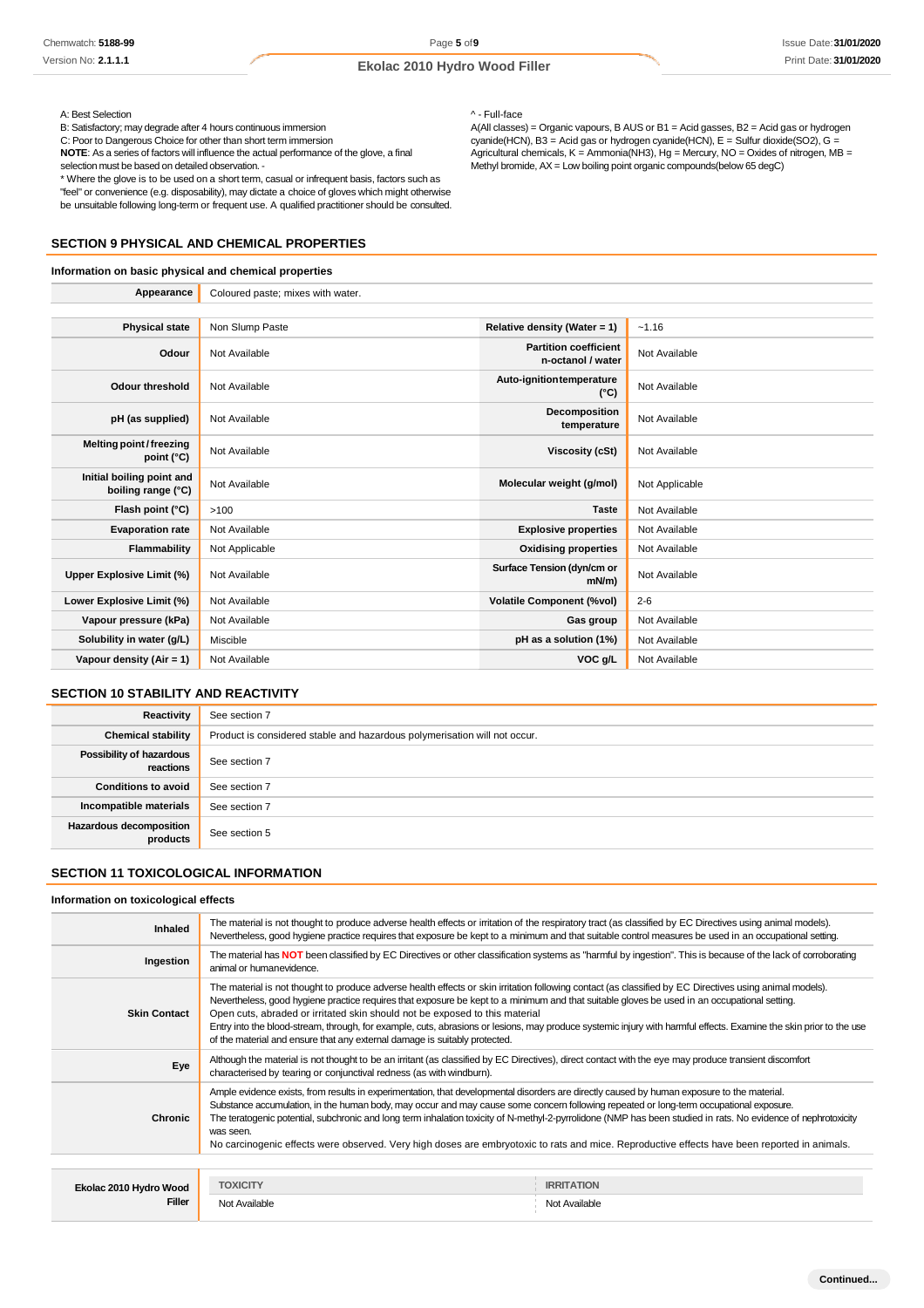A: Best Selection
B: Satisfactory; may degrade after 4 hours continuous immersion
C: Poor to Dangerous Choice for other than short term immersion
**NOTE**: As a series of factors will influence the actual performance of the glove, a final selection must be based on detailed observation. -
* Where the glove is to be used on a short term, casual or infrequent basis, factors such as "feel" or convenience (e.g. disposability), may dictate a choice of gloves which might otherwise be unsuitable following long-term or frequent use. A qualified practitioner should be consulted.

^ - Full-face
A(All classes) = Organic vapours, B AUS or B1 = Acid gasses, B2 = Acid gas or hydrogen cyanide(HCN), B3 = Acid gas or hydrogen cyanide(HCN), E = Sulfur dioxide(SO2), G = Agricultural chemicals, K = Ammonia(NH3), Hg = Mercury, NO = Oxides of nitrogen, MB = Methyl bromide, AX = Low boiling point organic compounds(below 65 degC)

## SECTION 9 PHYSICAL AND CHEMICAL PROPERTIES

### Information on basic physical and chemical properties

| **Appearance** | Coloured paste; mixes with water. |
|---|---|

| | | | |
|---|---|---|---|
| **Physical state** | Non Slump Paste | **Relative density (Water = 1)** | ~1.16 |
| **Odour** | Not Available | **Partition coefficient n-octanol / water** | Not Available |
| **Odour threshold** | Not Available | **Auto-ignition temperature (°C)** | Not Available |
| **pH (as supplied)** | Not Available | **Decomposition temperature** | Not Available |
| **Melting point / freezing point (°C)** | Not Available | **Viscosity (cSt)** | Not Available |
| **Initial boiling point and boiling range (°C)** | Not Available | **Molecular weight (g/mol)** | Not Applicable |
| **Flash point (°C)** | >100 | **Taste** | Not Available |
| **Evaporation rate** | Not Available | **Explosive properties** | Not Available |
| **Flammability** | Not Applicable | **Oxidising properties** | Not Available |
| **Upper Explosive Limit (%)** | Not Available | **Surface Tension (dyn/cm or mN/m)** | Not Available |
| **Lower Explosive Limit (%)** | Not Available | **Volatile Component (%vol)** | 2-6 |
| **Vapour pressure (kPa)** | Not Available | **Gas group** | Not Available |
| **Solubility in water (g/L)** | Miscible | **pH as a solution (1%)** | Not Available |
| **Vapour density (Air = 1)** | Not Available | **VOC g/L** | Not Available |

## SECTION 10 STABILITY AND REACTIVITY

| | |
|---|---|
| **Reactivity** | See section 7 |
| **Chemical stability** | Product is considered stable and hazardous polymerisation will not occur. |
| **Possibility of hazardous reactions** | See section 7 |
| **Conditions to avoid** | See section 7 |
| **Incompatible materials** | See section 7 |
| **Hazardous decomposition products** | See section 5 |

## SECTION 11 TOXICOLOGICAL INFORMATION

### Information on toxicological effects

| | |
|---|---|
| **Inhaled** | The material is not thought to produce adverse health effects or irritation of the respiratory tract (as classified by EC Directives using animal models). Nevertheless, good hygiene practice requires that exposure be kept to a minimum and that suitable control measures be used in an occupational setting. |
| **Ingestion** | The material has **NOT** been classified by EC Directives or other classification systems as "harmful by ingestion". This is because of the lack of corroborating animal or human evidence. |
| **Skin Contact** | The material is not thought to produce adverse health effects or skin irritation following contact (as classified by EC Directives using animal models). Nevertheless, good hygiene practice requires that exposure be kept to a minimum and that suitable gloves be used in an occupational setting.<br>Open cuts, abraded or irritated skin should not be exposed to this material<br>Entry into the blood-stream, through, for example, cuts, abrasions or lesions, may produce systemic injury with harmful effects. Examine the skin prior to the use of the material and ensure that any external damage is suitably protected. |
| **Eye** | Although the material is not thought to be an irritant (as classified by EC Directives), direct contact with the eye may produce transient discomfort characterised by tearing or conjunctival redness (as with windburn). |
| **Chronic** | Ample evidence exists, from results in experimentation, that developmental disorders are directly caused by human exposure to the material.<br>Substance accumulation, in the human body, may occur and may cause some concern following repeated or long-term occupational exposure.<br>The teratogenic potential, subchronic and long term inhalation toxicity of N-methyl-2-pyrrolidone (NMP has been studied in rats. No evidence of nephrotoxicity was seen.<br>No carcinogenic effects were observed. Very high doses are embryotoxic to rats and mice. Reproductive effects have been reported in animals. |

| **Ekolac 2010 Hydro Wood Filler** | TOXICITY | IRRITATION |
|---|---|---|
| | Not Available | Not Available |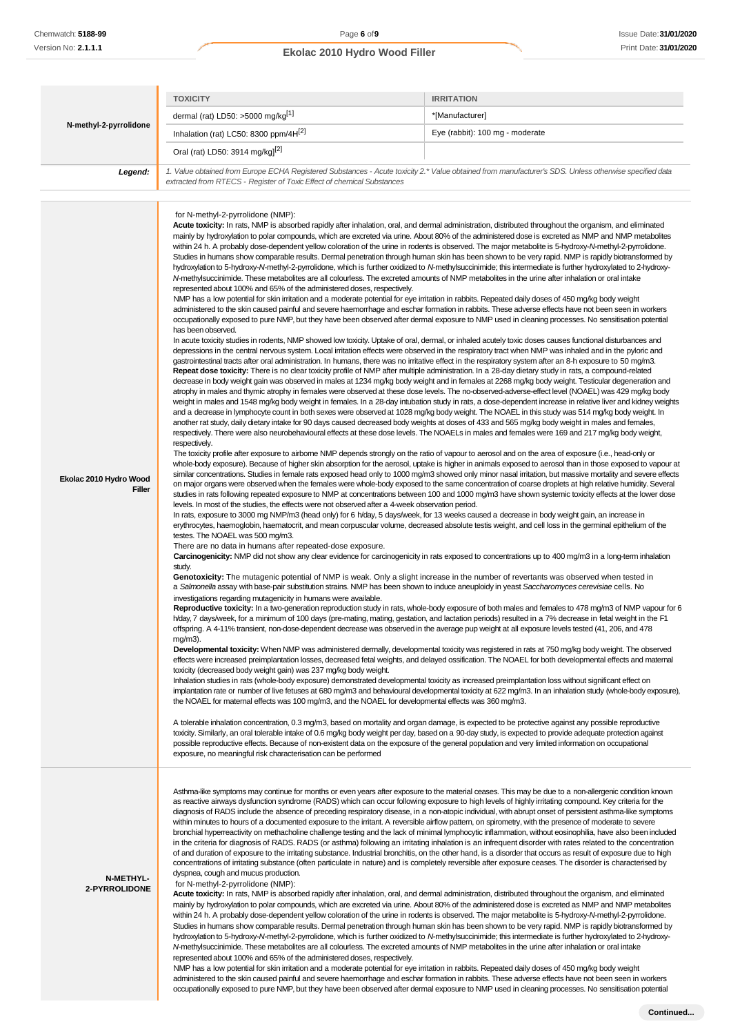| N-methyl-2-pyrrolidone | TOXICITY | IRRITATION |
|---|---|---|
| | dermal (rat) LD50: >5000 mg/kg[1] | *[Manufacturer] |
| | Inhalation (rat) LC50: 8300 ppm/4H[2] | Eye (rabbit): 100 mg - moderate |
| | Oral (rat) LD50: 3914 mg/kg][2] | |
| **Legend:** | *1. Value obtained from Europe ECHA Registered Substances - Acute toxicity 2.* Value obtained from manufacturer's SDS. Unless otherwise specified data extracted from RTECS - Register of Toxic Effect of chemical Substances* | |

**Ekolac 2010 Hydro Wood Filler**

for N-methyl-2-pyrrolidone (NMP):

**Acute toxicity:** In rats, NMP is absorbed rapidly after inhalation, oral, and dermal administration, distributed throughout the organism, and eliminated mainly by hydroxylation to polar compounds, which are excreted via urine. About 80% of the administered dose is excreted as NMP and NMP metabolites within 24 h. A probably dose-dependent yellow coloration of the urine in rodents is observed. The major metabolite is 5-hydroxy-*N*-methyl-2-pyrrolidone. Studies in humans show comparable results. Dermal penetration through human skin has been shown to be very rapid. NMP is rapidly biotransformed by hydroxylation to 5-hydroxy-*N*-methyl-2-pyrrolidone, which is further oxidized to *N*-methylsuccinimide; this intermediate is further hydroxylated to 2-hydroxy-*N*-methylsuccinimide. These metabolites are all colourless. The excreted amounts of NMP metabolites in the urine after inhalation or oral intake represented about 100% and 65% of the administered doses, respectively.

NMP has a low potential for skin irritation and a moderate potential for eye irritation in rabbits. Repeated daily doses of 450 mg/kg body weight administered to the skin caused painful and severe haemorrhage and eschar formation in rabbits. These adverse effects have not been seen in workers occupationally exposed to pure NMP, but they have been observed after dermal exposure to NMP used in cleaning processes. No sensitisation potential has been observed.

In acute toxicity studies in rodents, NMP showed low toxicity. Uptake of oral, dermal, or inhaled acutely toxic doses causes functional disturbances and depressions in the central nervous system. Local irritation effects were observed in the respiratory tract when NMP was inhaled and in the pyloric and gastrointestinal tracts after oral administration. In humans, there was no irritative effect in the respiratory system after an 8-h exposure to 50 mg/m3.

**Repeat dose toxicity:** There is no clear toxicity profile of NMP after multiple administration. In a 28-day dietary study in rats, a compound-related decrease in body weight gain was observed in males at 1234 mg/kg body weight and in females at 2268 mg/kg body weight. Testicular degeneration and atrophy in males and thymic atrophy in females were observed at these dose levels. The no-observed-adverse-effect level (NOAEL) was 429 mg/kg body weight in males and 1548 mg/kg body weight in females. In a 28-day intubation study in rats, a dose-dependent increase in relative liver and kidney weights and a decrease in lymphocyte count in both sexes were observed at 1028 mg/kg body weight. The NOAEL in this study was 514 mg/kg body weight. In another rat study, daily dietary intake for 90 days caused decreased body weights at doses of 433 and 565 mg/kg body weight in males and females, respectively. There were also neurobehavioural effects at these dose levels. The NOAELs in males and females were 169 and 217 mg/kg body weight, respectively.

The toxicity profile after exposure to airborne NMP depends strongly on the ratio of vapour to aerosol and on the area of exposure (i.e., head-only or whole-body exposure). Because of higher skin absorption for the aerosol, uptake is higher in animals exposed to aerosol than in those exposed to vapour at similar concentrations. Studies in female rats exposed head only to 1000 mg/m3 showed only minor nasal irritation, but massive mortality and severe effects on major organs were observed when the females were whole-body exposed to the same concentration of coarse droplets at high relative humidity. Several studies in rats following repeated exposure to NMP at concentrations between 100 and 1000 mg/m3 have shown systemic toxicity effects at the lower dose levels. In most of the studies, the effects were not observed after a 4-week observation period.

In rats, exposure to 3000 mg NMP/m3 (head only) for 6 h/day, 5 days/week, for 13 weeks caused a decrease in body weight gain, an increase in erythrocytes, haemoglobin, haematocrit, and mean corpuscular volume, decreased absolute testis weight, and cell loss in the germinal epithelium of the testes. The NOAEL was 500 mg/m3.

There are no data in humans after repeated-dose exposure.

**Carcinogenicity:** NMP did not show any clear evidence for carcinogenicity in rats exposed to concentrations up to 400 mg/m3 in a long-term inhalation study.

**Genotoxicity:** The mutagenic potential of NMP is weak. Only a slight increase in the number of revertants was observed when tested in a *Salmonella* assay with base-pair substitution strains. NMP has been shown to induce aneuploidy in yeast *Saccharomyces cerevisiae* cells. No investigations regarding mutagenicity in humans were available.

**Reproductive toxicity:** In a two-generation reproduction study in rats, whole-body exposure of both males and females to 478 mg/m3 of NMP vapour for 6 h/day, 7 days/week, for a minimum of 100 days (pre-mating, mating, gestation, and lactation periods) resulted in a 7% decrease in fetal weight in the F1 offspring. A 4-11% transient, non-dose-dependent decrease was observed in the average pup weight at all exposure levels tested (41, 206, and 478 mg/m3).

**Developmental toxicity:** When NMP was administered dermally, developmental toxicity was registered in rats at 750 mg/kg body weight. The observed effects were increased preimplantation losses, decreased fetal weights, and delayed ossification. The NOAEL for both developmental effects and maternal toxicity (decreased body weight gain) was 237 mg/kg body weight.

Inhalation studies in rats (whole-body exposure) demonstrated developmental toxicity as increased preimplantation loss without significant effect on implantation rate or number of live fetuses at 680 mg/m3 and behavioural developmental toxicity at 622 mg/m3. In an inhalation study (whole-body exposure), the NOAEL for maternal effects was 100 mg/m3, and the NOAEL for developmental effects was 360 mg/m3.

A tolerable inhalation concentration, 0.3 mg/m3, based on mortality and organ damage, is expected to be protective against any possible reproductive toxicity. Similarly, an oral tolerable intake of 0.6 mg/kg body weight per day, based on a 90-day study, is expected to provide adequate protection against possible reproductive effects. Because of non-existent data on the exposure of the general population and very limited information on occupational exposure, no meaningful risk characterisation can be performed

**N-METHYL-2-PYRROLIDONE**

Asthma-like symptoms may continue for months or even years after exposure to the material ceases. This may be due to a non-allergenic condition known as reactive airways dysfunction syndrome (RADS) which can occur following exposure to high levels of highly irritating compound. Key criteria for the diagnosis of RADS include the absence of preceding respiratory disease, in a non-atopic individual, with abrupt onset of persistent asthma-like symptoms within minutes to hours of a documented exposure to the irritant. A reversible airflow pattern, on spirometry, with the presence of moderate to severe bronchial hyperreactivity on methacholine challenge testing and the lack of minimal lymphocytic inflammation, without eosinophilia, have also been included in the criteria for diagnosis of RADS. RADS (or asthma) following an irritating inhalation is an infrequent disorder with rates related to the concentration of and duration of exposure to the irritating substance. Industrial bronchitis, on the other hand, is a disorder that occurs as result of exposure due to high concentrations of irritating substance (often particulate in nature) and is completely reversible after exposure ceases. The disorder is characterised by dyspnea, cough and mucus production.

for N-methyl-2-pyrrolidone (NMP):

**Acute toxicity:** In rats, NMP is absorbed rapidly after inhalation, oral, and dermal administration, distributed throughout the organism, and eliminated mainly by hydroxylation to polar compounds, which are excreted via urine. About 80% of the administered dose is excreted as NMP and NMP metabolites within 24 h. A probably dose-dependent yellow coloration of the urine in rodents is observed. The major metabolite is 5-hydroxy-*N*-methyl-2-pyrrolidone. Studies in humans show comparable results. Dermal penetration through human skin has been shown to be very rapid. NMP is rapidly biotransformed by hydroxylation to 5-hydroxy-*N*-methyl-2-pyrrolidone, which is further oxidized to *N*-methylsuccinimide; this intermediate is further hydroxylated to 2-hydroxy-*N*-methylsuccinimide. These metabolites are all colourless. The excreted amounts of NMP metabolites in the urine after inhalation or oral intake represented about 100% and 65% of the administered doses, respectively.

NMP has a low potential for skin irritation and a moderate potential for eye irritation in rabbits. Repeated daily doses of 450 mg/kg body weight administered to the skin caused painful and severe haemorrhage and eschar formation in rabbits. These adverse effects have not been seen in workers occupationally exposed to pure NMP, but they have been observed after dermal exposure to NMP used in cleaning processes. No sensitisation potential

**Continued...**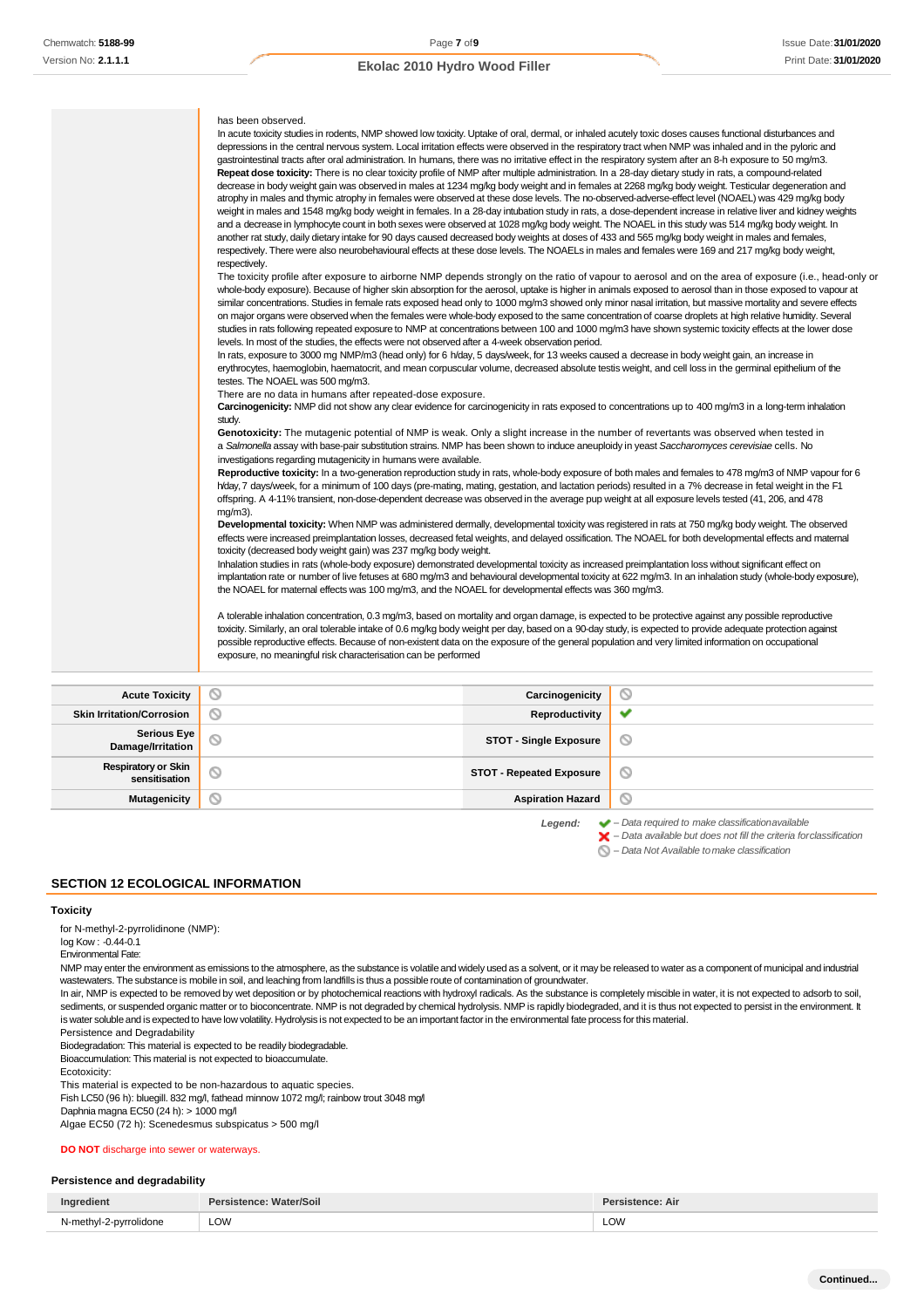has been observed.
In acute toxicity studies in rodents, NMP showed low toxicity. Uptake of oral, dermal, or inhaled acutely toxic doses causes functional disturbances and depressions in the central nervous system. Local irritation effects were observed in the respiratory tract when NMP was inhaled and in the pyloric and gastrointestinal tracts after oral administration. In humans, there was no irritative effect in the respiratory system after an 8-h exposure to 50 mg/m3.
**Repeat dose toxicity:** There is no clear toxicity profile of NMP after multiple administration. In a 28-day dietary study in rats, a compound-related decrease in body weight gain was observed in males at 1234 mg/kg body weight and in females at 2268 mg/kg body weight. Testicular degeneration and atrophy in males and thymic atrophy in females were observed at these dose levels. The no-observed-adverse-effect level (NOAEL) was 429 mg/kg body weight in males and 1548 mg/kg body weight in females. In a 28-day intubation study in rats, a dose-dependent increase in relative liver and kidney weights and a decrease in lymphocyte count in both sexes were observed at 1028 mg/kg body weight. The NOAEL in this study was 514 mg/kg body weight. In another rat study, daily dietary intake for 90 days caused decreased body weights at doses of 433 and 565 mg/kg body weight in males and females, respectively. There were also neurobehavioural effects at these dose levels. The NOAELs in males and females were 169 and 217 mg/kg body weight, respectively.
The toxicity profile after exposure to airborne NMP depends strongly on the ratio of vapour to aerosol and on the area of exposure (i.e., head-only or whole-body exposure). Because of higher skin absorption for the aerosol, uptake is higher in animals exposed to aerosol than in those exposed to vapour at similar concentrations. Studies in female rats exposed head only to 1000 mg/m3 showed only minor nasal irritation, but massive mortality and severe effects on major organs were observed when the females were whole-body exposed to the same concentration of coarse droplets at high relative humidity. Several studies in rats following repeated exposure to NMP at concentrations between 100 and 1000 mg/m3 have shown systemic toxicity effects at the lower dose levels. In most of the studies, the effects were not observed after a 4-week observation period.
In rats, exposure to 3000 mg NMP/m3 (head only) for 6 h/day, 5 days/week, for 13 weeks caused a decrease in body weight gain, an increase in erythrocytes, haemoglobin, haematocrit, and mean corpuscular volume, decreased absolute testis weight, and cell loss in the germinal epithelium of the testes. The NOAEL was 500 mg/m3.
There are no data in humans after repeated-dose exposure.
**Carcinogenicity:** NMP did not show any clear evidence for carcinogenicity in rats exposed to concentrations up to 400 mg/m3 in a long-term inhalation study.
**Genotoxicity:** The mutagenic potential of NMP is weak. Only a slight increase in the number of revertants was observed when tested in a *Salmonella* assay with base-pair substitution strains. NMP has been shown to induce aneuploidy in yeast *Saccharomyces cerevisiae* cells. No investigations regarding mutagenicity in humans were available.
**Reproductive toxicity:** In a two-generation reproduction study in rats, whole-body exposure of both males and females to 478 mg/m3 of NMP vapour for 6 h/day, 7 days/week, for a minimum of 100 days (pre-mating, mating, gestation, and lactation periods) resulted in a 7% decrease in fetal weight in the F1 offspring. A 4-11% transient, non-dose-dependent decrease was observed in the average pup weight at all exposure levels tested (41, 206, and 478 mg/m3).
**Developmental toxicity:** When NMP was administered dermally, developmental toxicity was registered in rats at 750 mg/kg body weight. The observed effects were increased preimplantation losses, decreased fetal weights, and delayed ossification. The NOAEL for both developmental effects and maternal toxicity (decreased body weight gain) was 237 mg/kg body weight.
Inhalation studies in rats (whole-body exposure) demonstrated developmental toxicity as increased preimplantation loss without significant effect on implantation rate or number of live fetuses at 680 mg/m3 and behavioural developmental toxicity at 622 mg/m3. In an inhalation study (whole-body exposure), the NOAEL for maternal effects was 100 mg/m3, and the NOAEL for developmental effects was 360 mg/m3.

A tolerable inhalation concentration, 0.3 mg/m3, based on mortality and organ damage, is expected to be protective against any possible reproductive toxicity. Similarly, an oral tolerable intake of 0.6 mg/kg body weight per day, based on a 90-day study, is expected to provide adequate protection against possible reproductive effects. Because of non-existent data on the exposure of the general population and very limited information on occupational exposure, no meaningful risk characterisation can be performed

| | | | |
|---|---|---|---|
| **Acute Toxicity** | ⃠ | **Carcinogenicity** | ⃠ |
| **Skin Irritation/Corrosion** | ⃠ | **Reproductivity** | ✔ |
| **Serious Eye Damage/Irritation** | ⃠ | **STOT - Single Exposure** | ⃠ |
| **Respiratory or Skin sensitisation** | ⃠ | **STOT - Repeated Exposure** | ⃠ |
| **Mutagenicity** | ⃠ | **Aspiration Hazard** | ⃠ |

*Legend:*
✔ *– Data required to make classification available*
✘ *– Data available but does not fill the criteria for classification*
⃠ *– Data Not Available to make classification*

## SECTION 12 ECOLOGICAL INFORMATION

### Toxicity

for N-methyl-2-pyrrolidinone (NMP):
log Kow : -0.44-0.1
Environmental Fate:
NMP may enter the environment as emissions to the atmosphere, as the substance is volatile and widely used as a solvent, or it may be released to water as a component of municipal and industrial wastewaters. The substance is mobile in soil, and leaching from landfills is thus a possible route of contamination of groundwater.
In air, NMP is expected to be removed by wet deposition or by photochemical reactions with hydroxyl radicals. As the substance is completely miscible in water, it is not expected to adsorb to soil, sediments, or suspended organic matter or to bioconcentrate. NMP is not degraded by chemical hydrolysis. NMP is rapidly biodegraded, and it is thus not expected to persist in the environment. It is water soluble and is expected to have low volatility. Hydrolysis is not expected to be an important factor in the environmental fate process for this material.
Persistence and Degradability
Biodegradation: This material is expected to be readily biodegradable.
Bioaccumulation: This material is not expected to bioaccumulate.
Ecotoxicity:
This material is expected to be non-hazardous to aquatic species.
Fish LC50 (96 h): bluegill. 832 mg/l, fathead minnow 1072 mg/l; rainbow trout 3048 mg/l
Daphnia magna EC50 (24 h): > 1000 mg/l
Algae EC50 (72 h): Scenedesmus subspicatus > 500 mg/l

**DO NOT** discharge into sewer or waterways.

### Persistence and degradability

| Ingredient | Persistence: Water/Soil | Persistence: Air |
|---|---|---|
| N-methyl-2-pyrrolidone | LOW | LOW |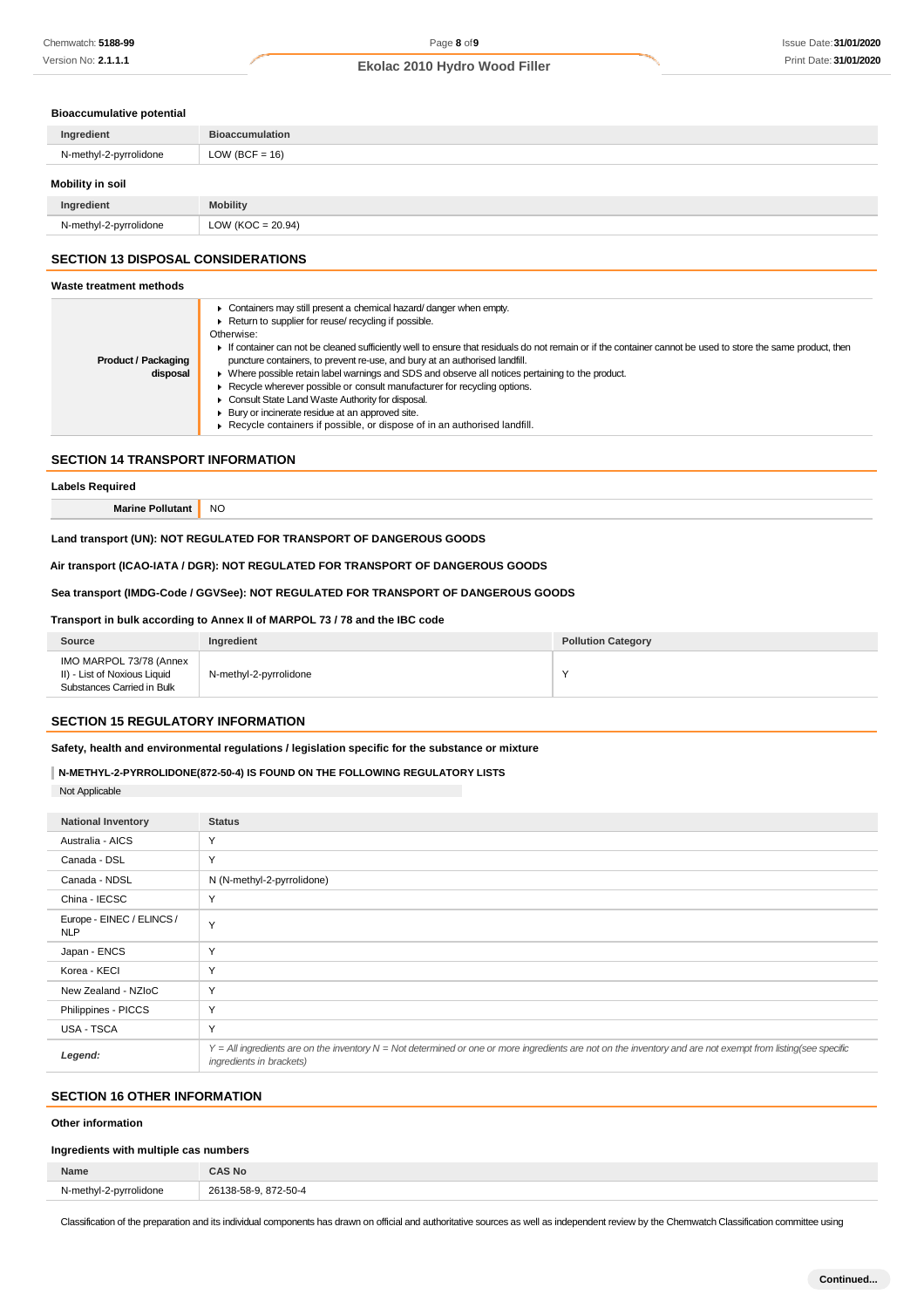### Bioaccumulative potential

| Ingredient | Bioaccumulation |
|---|---|
| N-methyl-2-pyrrolidone | LOW (BCF = 16) |

### Mobility in soil

| Ingredient | Mobility |
|---|---|
| N-methyl-2-pyrrolidone | LOW (KOC = 20.94) |

## SECTION 13 DISPOSAL CONSIDERATIONS

### Waste treatment methods

| | |
|---|---|
| **Product / Packaging disposal** | ▸ Containers may still present a chemical hazard/ danger when empty.<br>▸ Return to supplier for reuse/ recycling if possible.<br>Otherwise:<br>▸ If container can not be cleaned sufficiently well to ensure that residuals do not remain or if the container cannot be used to store the same product, then puncture containers, to prevent re-use, and bury at an authorised landfill.<br>▸ Where possible retain label warnings and SDS and observe all notices pertaining to the product.<br>▸ Recycle wherever possible or consult manufacturer for recycling options.<br>▸ Consult State Land Waste Authority for disposal.<br>▸ Bury or incinerate residue at an approved site.<br>▸ Recycle containers if possible, or dispose of in an authorised landfill. |

## SECTION 14 TRANSPORT INFORMATION

### Labels Required

| | |
|---|---|
| **Marine Pollutant** | NO |

**Land transport (UN): NOT REGULATED FOR TRANSPORT OF DANGEROUS GOODS**

**Air transport (ICAO-IATA / DGR): NOT REGULATED FOR TRANSPORT OF DANGEROUS GOODS**

**Sea transport (IMDG-Code / GGVSee): NOT REGULATED FOR TRANSPORT OF DANGEROUS GOODS**

**Transport in bulk according to Annex II of MARPOL 73 / 78 and the IBC code**

| Source | Ingredient | Pollution Category |
|---|---|---|
| IMO MARPOL 73/78 (Annex II) - List of Noxious Liquid Substances Carried in Bulk | N-methyl-2-pyrrolidone | Y |

## SECTION 15 REGULATORY INFORMATION

**Safety, health and environmental regulations / legislation specific for the substance or mixture**

**N-METHYL-2-PYRROLIDONE(872-50-4) IS FOUND ON THE FOLLOWING REGULATORY LISTS**

Not Applicable

| National Inventory | Status |
|---|---|
| Australia - AICS | Y |
| Canada - DSL | Y |
| Canada - NDSL | N (N-methyl-2-pyrrolidone) |
| China - IECSC | Y |
| Europe - EINEC / ELINCS / NLP | Y |
| Japan - ENCS | Y |
| Korea - KECI | Y |
| New Zealand - NZIoC | Y |
| Philippines - PICCS | Y |
| USA - TSCA | Y |
| ***Legend:*** | *Y = All ingredients are on the inventory N = Not determined or one or more ingredients are not on the inventory and are not exempt from listing(see specific ingredients in brackets)* |

## SECTION 16 OTHER INFORMATION

### Other information

### Ingredients with multiple cas numbers

| Name | CAS No |
|---|---|
| N-methyl-2-pyrrolidone | 26138-58-9, 872-50-4 |

Classification of the preparation and its individual components has drawn on official and authoritative sources as well as independent review by the Chemwatch Classification committee using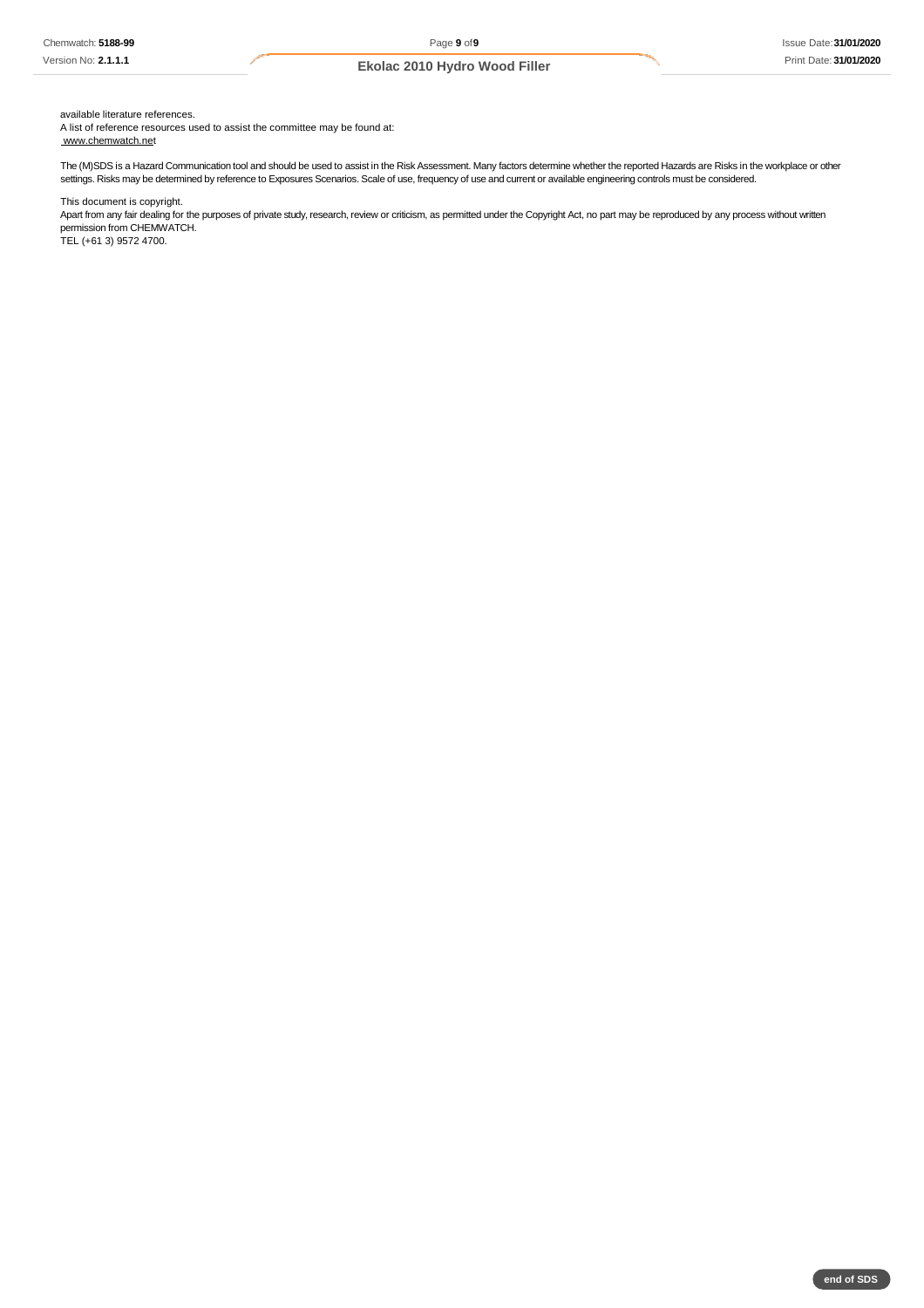available literature references.
A list of reference resources used to assist the committee may be found at:
www.chemwatch.net

The (M)SDS is a Hazard Communication tool and should be used to assist in the Risk Assessment. Many factors determine whether the reported Hazards are Risks in the workplace or other settings. Risks may be determined by reference to Exposures Scenarios. Scale of use, frequency of use and current or available engineering controls must be considered.

This document is copyright.
Apart from any fair dealing for the purposes of private study, research, review or criticism, as permitted under the Copyright Act, no part may be reproduced by any process without written permission from CHEMWATCH.
TEL (+61 3) 9572 4700.

**end of SDS**